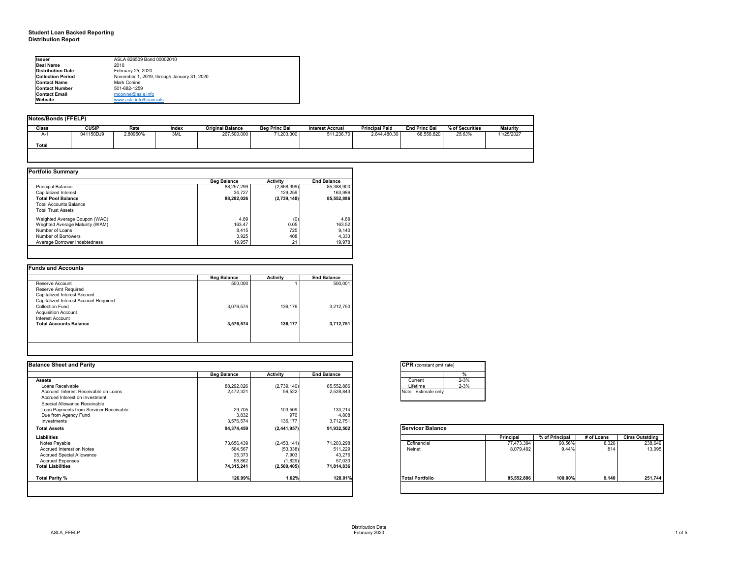**Student Loan Backed Reporting**
**Distribution Report**

| | |
|---|---|
| **Issuer** | ASLA 826509 Bond 00002010 |
| **Deal Name** | 2010 |
| **Distribution Date** | February 25, 2020 |
| **Collection Period** | November 1, 2019, through January 31, 2020 |
| **Contact Name** | Mark Conine |
| **Contact Number** | 501-682-1259 |
| **Contact Email** | mconine@asla.info |
| **Website** | www.asla.info/financials |

**Notes/Bonds (FFELP)**

| Class | CUSIP | Rate | Index | Original Balance | Beg Princ Bal | Interest Accrual | Principal Paid | End Princ Bal | % of Securities | Maturity |
|---|---|---|---|---|---|---|---|---|---|---|
| A-1 | 041150DJ9 | 2.80950% | 3ML | 267,500,000 | 71,203,300 | 511,236.70 | 2,644,480.30 | 68,558,820 | 25.63% | 11/25/2027 |
| **Total** | | | | | | | | | | |

**Portfolio Summary**

| | Beg Balance | Activity | End Balance |
|---|---|---|---|
| Principal Balance | 88,257,299 | (2,868,399) | 85,388,900 |
| Capitalized Interest | 34,727 | 129,259 | 163,986 |
| **Total Pool Balance** | **88,292,026** | **(2,739,140)** | **85,552,886** |
| Total Accounts Balance | | | |
| Total Trust Assets | | | |
| Weighted Average Coupon (WAC) | 4.89 | (0) | 4.89 |
| Weghted Average Maturity (WAM) | 163.47 | 0.05 | 163.52 |
| Number of Loans | 8,415 | 725 | 9,140 |
| Number of Borrowers | 3,925 | 408 | 4,333 |
| Average Borrower Indebtedness | 19,957 | 21 | 19,978 |

**Funds and Accounts**

| | Beg Balance | Activity | End Balance |
|---|---|---|---|
| Reserve Account | 500,000 | 1 | 500,001 |
| Reserve Amt Required | | | |
| Capitalized Interest Account | | | |
| Capitalized Interest Account Required | | | |
| Collection Fund | 3,076,574 | 136,176 | 3,212,750 |
| Acquisition Account | | | |
| Interest Account | | | |
| **Total Accounts Balance** | **3,576,574** | **136,177** | **3,712,751** |

**Balance Sheet and Parity**

| | Beg Balance | Activity | End Balance |
|---|---|---|---|
| **Assets** | | | |
| Loans Receivable | 88,292,026 | (2,739,140) | 85,552,886 |
| Accrued Interest Receivable on Loans | 2,472,321 | 56,522 | 2,528,843 |
| Accrued Interest on Investment | | | |
| Special Allowance Receivable | | | |
| Loan Payments from Servicer Receivable | 29,705 | 103,509 | 133,214 |
| Due from Agency Fund | 3,832 | 976 | 4,808 |
| Investments | 3,576,574 | 136,177 | 3,712,751 |
| **Total Assets** | **94,374,459** | **(2,441,957)** | **91,932,502** |
| **Liabilities** | | | |
| Notes Payable | 73,656,439 | (2,453,141) | 71,203,298 |
| Accrued Interest on Notes | 564,567 | (53,338) | 511,229 |
| Accrued Special Allowance | 35,373 | 7,903 | 43,276 |
| Accrued Expenses | 58,862 | (1,829) | 57,033 |
| **Total Liabilities** | **74,315,241** | **(2,500,405)** | **71,814,836** |
| **Total Parity %** | **126.99%** | **1.02%** | **128.01%** |

**CPR** (constant pmt rate)

| | % |
|---|---|
| Current | 2-3% |
| Lifetime | 2-3% |

Note: Estimate only

**Servicer Balance**

| | Principal | % of Principal | # of Loans | Clms Outstding |
|---|---|---|---|---|
| Edfinancial | 77,473,394 | 90.56% | 8,326 | 238,649 |
| Nelnet | 8,079,492 | 9.44% | 814 | 13,095 |
| **Total Portfolio** | **85,552,886** | **100.00%** | **9,140** | **251,744** |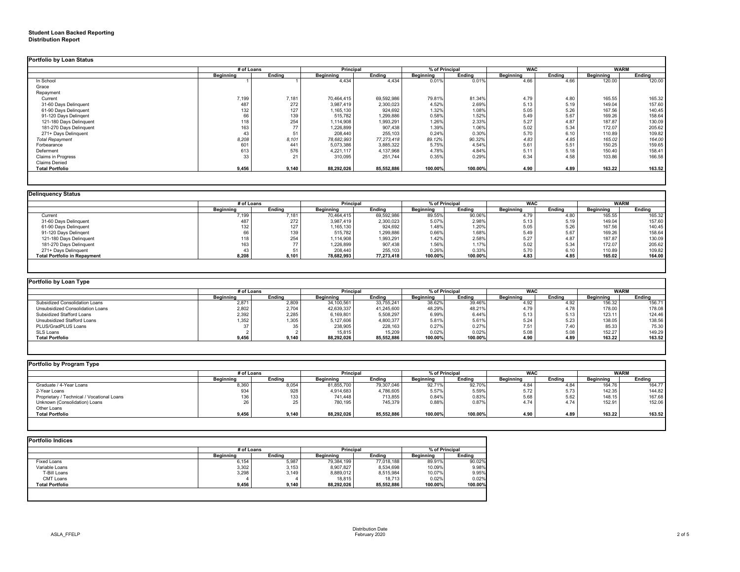**Student Loan Backed Reporting**
**Distribution Report**

## Portfolio by Loan Status

| | # of Loans | | Principal | | % of Principal | | WAC | | WARM | |
|---|---|---|---|---|---|---|---|---|---|---|
| | Beginning | Ending | Beginning | Ending | Beginning | Ending | Beginning | Ending | Beginning | Ending |
| In School | 1 | 1 | 4,434 | 4,434 | 0.01% | 0.01% | 4.66 | 4.66 | 120.00 | 120.00 |
| Grace | | | | | | | | | | |
| Repayment | | | | | | | | | | |
| Current | 7,199 | 7,181 | 70,464,415 | 69,592,986 | 79.81% | 81.34% | 4.79 | 4.80 | 165.55 | 165.32 |
| 31-60 Days Delinquent | 487 | 272 | 3,987,419 | 2,300,023 | 4.52% | 2.69% | 5.13 | 5.19 | 149.04 | 157.60 |
| 61-90 Days Delinquent | 132 | 127 | 1,165,130 | 924,692 | 1.32% | 1.08% | 5.05 | 5.26 | 167.56 | 140.45 |
| 91-120 Days Delingent | 66 | 139 | 515,782 | 1,299,886 | 0.58% | 1.52% | 5.49 | 5.67 | 169.26 | 158.64 |
| 121-180 Days Delinquent | 118 | 254 | 1,114,908 | 1,993,291 | 1.26% | 2.33% | 5.27 | 4.87 | 187.87 | 130.09 |
| 181-270 Days Delinquent | 163 | 77 | 1,226,899 | 907,438 | 1.39% | 1.06% | 5.02 | 5.34 | 172.07 | 205.62 |
| 271+ Days Delinquent | 43 | 51 | 208,440 | 255,103 | 0.24% | 0.30% | 5.70 | 6.10 | 110.89 | 109.82 |
| *Total Repayment* | *8,208* | *8,101* | *78,682,993* | *77,273,418* | *89.12%* | *90.32%* | *4.83* | *4.85* | *165.02* | *164.00* |
| Forbearance | 601 | 441 | 5,073,386 | 3,885,322 | 5.75% | 4.54% | 5.61 | 5.51 | 150.25 | 159.65 |
| Deferment | 613 | 576 | 4,221,117 | 4,137,968 | 4.78% | 4.84% | 5.11 | 5.18 | 150.40 | 158.41 |
| Claims in Progress | 33 | 21 | 310,095 | 251,744 | 0.35% | 0.29% | 6.34 | 4.58 | 103.86 | 166.58 |
| Claims Denied | | | | | | | | | | |
| **Total Portfolio** | **9,456** | **9,140** | **88,292,026** | **85,552,886** | **100.00%** | **100.00%** | **4.90** | **4.89** | **163.22** | **163.52** |

## Delinquency Status

| | # of Loans | | Principal | | % of Principal | | WAC | | WARM | |
|---|---|---|---|---|---|---|---|---|---|---|
| | Beginning | Ending | Beginning | Ending | Beginning | Ending | Beginning | Ending | Beginning | Ending |
| Current | 7,199 | 7,181 | 70,464,415 | 69,592,986 | 89.55% | 90.06% | 4.79 | 4.80 | 165.55 | 165.32 |
| 31-60 Days Delinquent | 487 | 272 | 3,987,419 | 2,300,023 | 5.07% | 2.98% | 5.13 | 5.19 | 149.04 | 157.60 |
| 61-90 Days Delinquent | 132 | 127 | 1,165,130 | 924,692 | 1.48% | 1.20% | 5.05 | 5.26 | 167.56 | 140.45 |
| 91-120 Days Delingent | 66 | 139 | 515,782 | 1,299,886 | 0.66% | 1.68% | 5.49 | 5.67 | 169.26 | 158.64 |
| 121-180 Days Delinquent | 118 | 254 | 1,114,908 | 1,993,291 | 1.42% | 2.58% | 5.27 | 4.87 | 187.87 | 130.09 |
| 181-270 Days Delinquent | 163 | 77 | 1,226,899 | 907,438 | 1.56% | 1.17% | 5.02 | 5.34 | 172.07 | 205.62 |
| 271+ Days Delinquent | 43 | 51 | 208,440 | 255,103 | 0.26% | 0.33% | 5.70 | 6.10 | 110.89 | 109.82 |
| **Total Portfolio in Repayment** | **8,208** | **8,101** | **78,682,993** | **77,273,418** | **100.00%** | **100.00%** | **4.83** | **4.85** | **165.02** | **164.00** |

## Portfolio by Loan Type

| | # of Loans | | Principal | | % of Principal | | WAC | | WARM | |
|---|---|---|---|---|---|---|---|---|---|---|
| | Beginning | Ending | Beginning | Ending | Beginning | Ending | Beginning | Ending | Beginning | Ending |
| Subsidized Consolidation Loans | 2,871 | 2,809 | 34,100,561 | 33,755,241 | 38.62% | 39.46% | 4.92 | 4.92 | 156.32 | 156.71 |
| Unsubsidized Consolidation Loans | 2,802 | 2,704 | 42,639,337 | 41,245,600 | 48.29% | 48.21% | 4.79 | 4.78 | 178.00 | 178.08 |
| Subsidized Stafford Loans | 2,392 | 2,285 | 6,169,801 | 5,508,297 | 6.99% | 6.44% | 5.13 | 5.13 | 123.11 | 124.46 |
| Unsubsidized Stafford Loans | 1,352 | 1,305 | 5,127,606 | 4,800,377 | 5.81% | 5.61% | 5.24 | 5.23 | 138.05 | 138.56 |
| PLUS/GradPLUS Loans | 37 | 35 | 238,905 | 228,163 | 0.27% | 0.27% | 7.51 | 7.40 | 85.33 | 75.30 |
| SLS Loans | 2 | 2 | 15,815 | 15,209 | 0.02% | 0.02% | 5.08 | 5.08 | 152.27 | 149.29 |
| **Total Portfolio** | **9,456** | **9,140** | **88,292,026** | **85,552,886** | **100.00%** | **100.00%** | **4.90** | **4.89** | **163.22** | **163.52** |

## Portfolio by Program Type

| | # of Loans | | Principal | | % of Principal | | WAC | | WARM | |
|---|---|---|---|---|---|---|---|---|---|---|
| | Beginning | Ending | Beginning | Ending | Beginning | Ending | Beginning | Ending | Beginning | Ending |
| Graduate / 4-Year Loans | 8,360 | 8,054 | 81,855,700 | 79,307,046 | 92.71% | 92.70% | 4.84 | 4.84 | 164.76 | 164.77 |
| 2-Year Loans | 934 | 928 | 4,914,683 | 4,786,605 | 5.57% | 5.59% | 5.72 | 5.73 | 142.35 | 144.82 |
| Proprietary / Technical / Vocational Loans | 136 | 133 | 741,448 | 713,855 | 0.84% | 0.83% | 5.68 | 5.62 | 148.15 | 167.68 |
| Unknown (Consolidation) Loans | 26 | 25 | 780,195 | 745,379 | 0.88% | 0.87% | 4.74 | 4.74 | 152.91 | 152.06 |
| Other Loans | | | | | | | | | | |
| **Total Portfolio** | **9,456** | **9,140** | **88,292,026** | **85,552,886** | **100.00%** | **100.00%** | **4.90** | **4.89** | **163.22** | **163.52** |

## Portfolio Indices

| | # of Loans | | Principal | | % of Principal | |
|---|---|---|---|---|---|---|
| | Beginning | Ending | Beginning | Ending | Beginning | Ending |
| Fixed Loans | 6,154 | 5,987 | 79,384,199 | 77,018,188 | 89.91% | 90.02% |
| Variable Loans | 3,302 | 3,153 | 8,907,827 | 8,534,698 | 10.09% | 9.98% |
| T-Bill Loans | 3,298 | 3,149 | 8,889,012 | 8,515,984 | 10.07% | 9.95% |
| CMT Loans | 4 | 4 | 18,815 | 18,713 | 0.02% | 0.02% |
| **Total Portfolio** | **9,456** | **9,140** | **88,292,026** | **85,552,886** | **100.00%** | **100.00%** |

Distribution Date
February 2020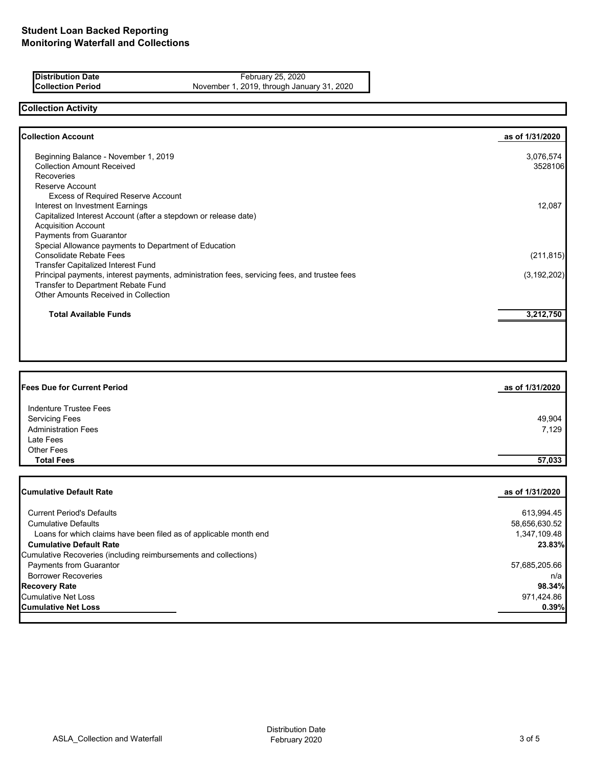# Student Loan Backed Reporting
## Monitoring Waterfall and Collections

| | |
|---|---|
| **Distribution Date** | February 25, 2020 |
| **Collection Period** | November 1, 2019, through January 31, 2020 |

## Collection Activity

| **Collection Account** | **as of 1/31/2020** |
|---|---|
| Beginning Balance - November 1, 2019 | 3,076,574 |
| Collection Amount Received | 3528106 |
| Recoveries | |
| Reserve Account | |
| Excess of Required Reserve Account | |
| Interest on Investment Earnings | 12,087 |
| Capitalized Interest Account (after a stepdown or release date) | |
| Acquisition Account | |
| Payments from Guarantor | |
| Special Allowance payments to Department of Education | |
| Consolidate Rebate Fees | (211,815) |
| Transfer Capitalized Interest Fund | |
| Principal payments, interest payments, administration fees, servicing fees, and trustee fees | (3,192,202) |
| Transfer to Department Rebate Fund | |
| Other Amounts Received in Collection | |
| **Total Available Funds** | **3,212,750** |

| **Fees Due for Current Period** | **as of 1/31/2020** |
|---|---|
| Indenture Trustee Fees | |
| Servicing Fees | 49,904 |
| Administration Fees | 7,129 |
| Late Fees | |
| Other Fees | |
| **Total Fees** | **57,033** |

| **Cumulative Default Rate** | **as of 1/31/2020** |
|---|---|
| Current Period's Defaults | 613,994.45 |
| Cumulative Defaults | 58,656,630.52 |
| Loans for which claims have been filed as of applicable month end | 1,347,109.48 |
| **Cumulative Default Rate** | **23.83%** |
| Cumulative Recoveries (including reimbursements and collections) | |
| Payments from Guarantor | 57,685,205.66 |
| Borrower Recoveries | n/a |
| **Recovery Rate** | **98.34%** |
| Cumulative Net Loss | 971,424.86 |
| **Cumulative Net Loss** | **0.39%** |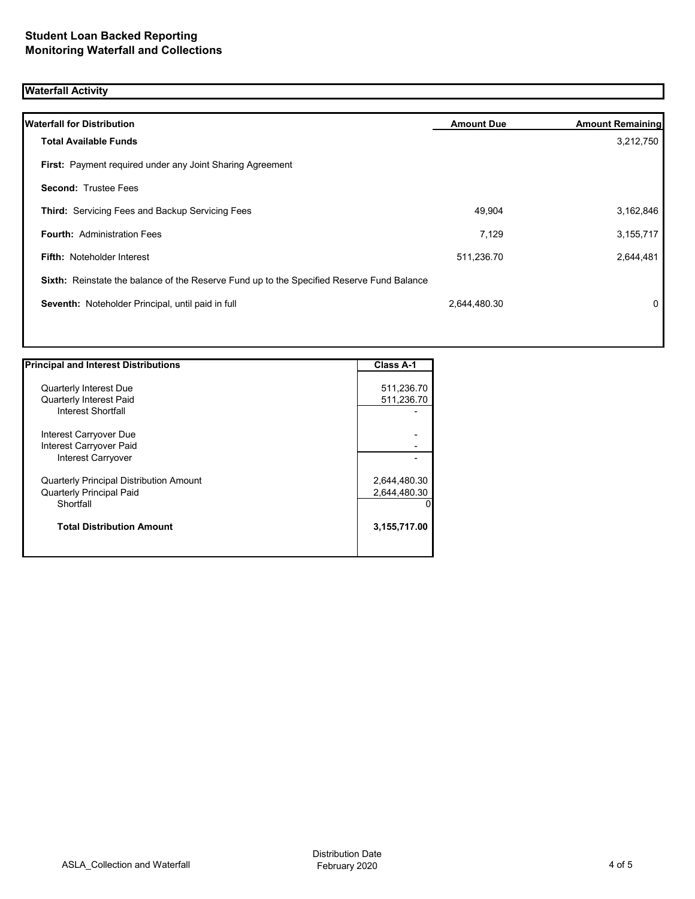**Student Loan Backed Reporting**
**Monitoring Waterfall and Collections**

## Waterfall Activity

| **Waterfall for Distribution** | **Amount Due** | **Amount Remaining** |
|---|---|---|
| **Total Available Funds** | | 3,212,750 |
| **First:** Payment required under any Joint Sharing Agreement | | |
| **Second:** Trustee Fees | | |
| **Third:** Servicing Fees and Backup Servicing Fees | 49,904 | 3,162,846 |
| **Fourth:** Administration Fees | 7,129 | 3,155,717 |
| **Fifth:** Noteholder Interest | 511,236.70 | 2,644,481 |
| **Sixth:** Reinstate the balance of the Reserve Fund up to the Specified Reserve Fund Balance | | |
| **Seventh:** Noteholder Principal, until paid in full | 2,644,480.30 | 0 |

| **Principal and Interest Distributions** | **Class A-1** |
|---|---|
| Quarterly Interest Due | 511,236.70 |
| Quarterly Interest Paid | 511,236.70 |
| Interest Shortfall | - |
| Interest Carryover Due | - |
| Interest Carryover Paid | - |
| Interest Carryover | - |
| Quarterly Principal Distribution Amount | 2,644,480.30 |
| Quarterly Principal Paid | 2,644,480.30 |
| Shortfall | 0 |
| **Total Distribution Amount** | **3,155,717.00** |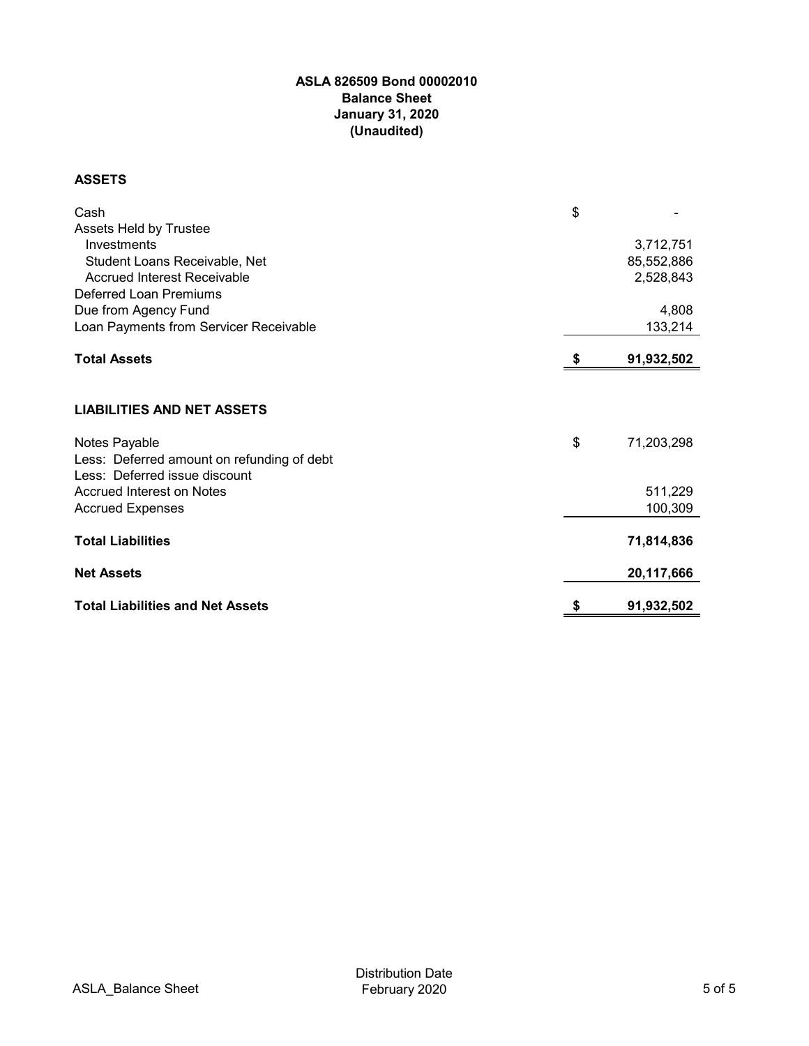**ASLA 826509 Bond 00002010**
**Balance Sheet**
**January 31, 2020**
**(Unaudited)**

**ASSETS**

| | | |
|---|---|---|
| Cash | $ | - |
| Assets Held by Trustee | | |
| Investments | | 3,712,751 |
| Student Loans Receivable, Net | | 85,552,886 |
| Accrued Interest Receivable | | 2,528,843 |
| Deferred Loan Premiums | | |
| Due from Agency Fund | | 4,808 |
| Loan Payments from Servicer Receivable | | 133,214 |
| **Total Assets** | **$** | **91,932,502** |

**LIABILITIES AND NET ASSETS**

| | | |
|---|---|---|
| Notes Payable | $ | 71,203,298 |
| Less: Deferred amount on refunding of debt | | |
| Less: Deferred issue discount | | |
| Accrued Interest on Notes | | 511,229 |
| Accrued Expenses | | 100,309 |
| **Total Liabilities** | | **71,814,836** |
| **Net Assets** | | **20,117,666** |
| **Total Liabilities and Net Assets** | **$** | **91,932,502** |

ASLA_Balance Sheet

Distribution Date
February 2020